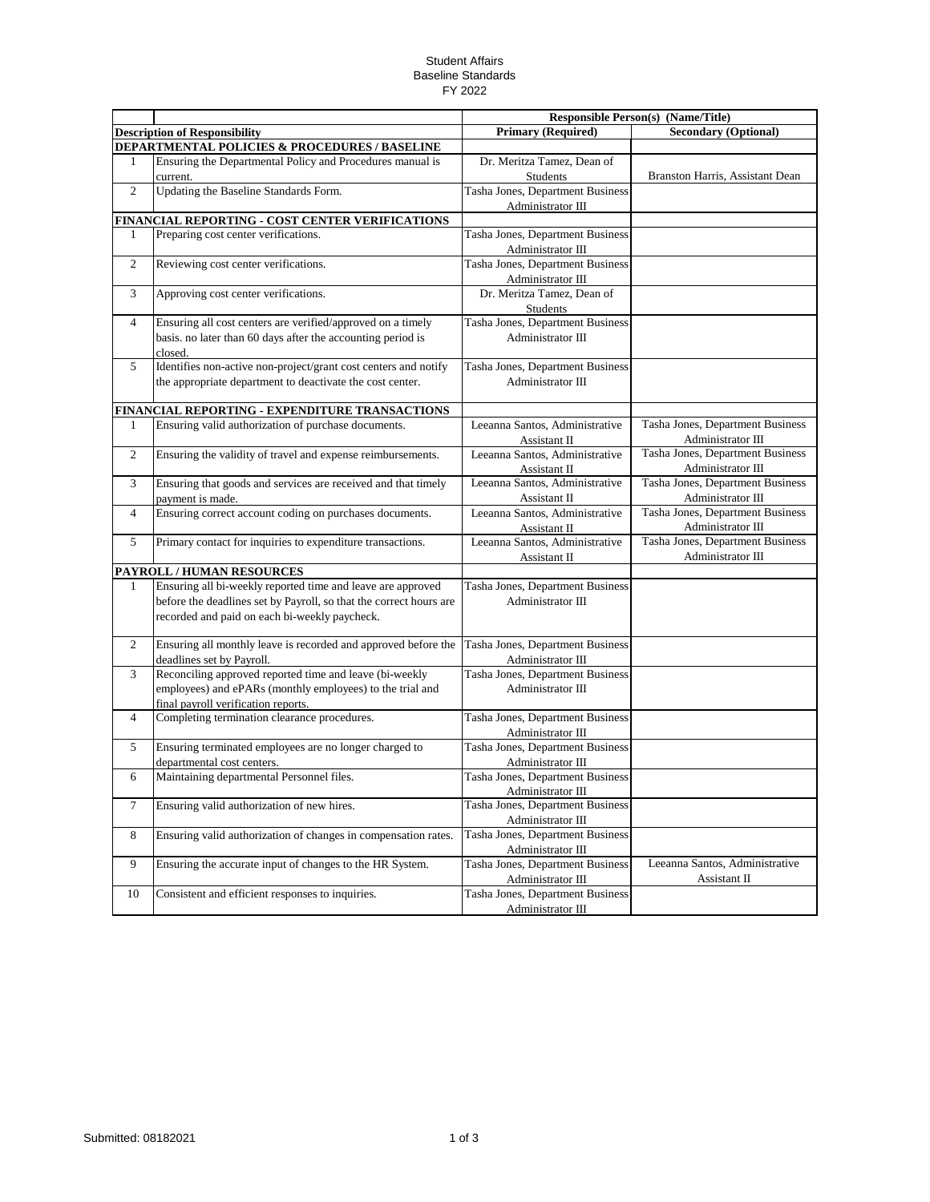Student Affairs
Baseline Standards
FY 2022

| | | Responsible Person(s) (Name/Title) | |
|---|---|---|---|
| **Description of Responsibility** | | **Primary (Required)** | **Secondary (Optional)** |
| **DEPARTMENTAL POLICIES & PROCEDURES / BASELINE** | | | |
| 1 | Ensuring the Departmental Policy and Procedures manual is current. | Dr. Meritza Tamez, Dean of Students | Branston Harris, Assistant Dean |
| 2 | Updating the Baseline Standards Form. | Tasha Jones, Department Business Administrator III | |
| **FINANCIAL REPORTING - COST CENTER VERIFICATIONS** | | | |
| 1 | Preparing cost center verifications. | Tasha Jones, Department Business Administrator III | |
| 2 | Reviewing cost center verifications. | Tasha Jones, Department Business Administrator III | |
| 3 | Approving cost center verifications. | Dr. Meritza Tamez, Dean of Students | |
| 4 | Ensuring all cost centers are verified/approved on a timely basis. no later than 60 days after the accounting period is closed. | Tasha Jones, Department Business Administrator III | |
| 5 | Identifies non-active non-project/grant cost centers and notify the appropriate department to deactivate the cost center. | Tasha Jones, Department Business Administrator III | |
| **FINANCIAL REPORTING - EXPENDITURE TRANSACTIONS** | | | |
| 1 | Ensuring valid authorization of purchase documents. | Leeanna Santos, Administrative Assistant II | Tasha Jones, Department Business Administrator III |
| 2 | Ensuring the validity of travel and expense reimbursements. | Leeanna Santos, Administrative Assistant II | Tasha Jones, Department Business Administrator III |
| 3 | Ensuring that goods and services are received and that timely payment is made. | Leeanna Santos, Administrative Assistant II | Tasha Jones, Department Business Administrator III |
| 4 | Ensuring correct account coding on purchases documents. | Leeanna Santos, Administrative Assistant II | Tasha Jones, Department Business Administrator III |
| 5 | Primary contact for inquiries to expenditure transactions. | Leeanna Santos, Administrative Assistant II | Tasha Jones, Department Business Administrator III |
| **PAYROLL / HUMAN RESOURCES** | | | |
| 1 | Ensuring all bi-weekly reported time and leave are approved before the deadlines set by Payroll, so that the correct hours are recorded and paid on each bi-weekly paycheck. | Tasha Jones, Department Business Administrator III | |
| 2 | Ensuring all monthly leave is recorded and approved before the deadlines set by Payroll. | Tasha Jones, Department Business Administrator III | |
| 3 | Reconciling approved reported time and leave (bi-weekly employees) and ePARs (monthly employees) to the trial and final payroll verification reports. | Tasha Jones, Department Business Administrator III | |
| 4 | Completing termination clearance procedures. | Tasha Jones, Department Business Administrator III | |
| 5 | Ensuring terminated employees are no longer charged to departmental cost centers. | Tasha Jones, Department Business Administrator III | |
| 6 | Maintaining departmental Personnel files. | Tasha Jones, Department Business Administrator III | |
| 7 | Ensuring valid authorization of new hires. | Tasha Jones, Department Business Administrator III | |
| 8 | Ensuring valid authorization of changes in compensation rates. | Tasha Jones, Department Business Administrator III | |
| 9 | Ensuring the accurate input of changes to the HR System. | Tasha Jones, Department Business Administrator III | Leeanna Santos, Administrative Assistant II |
| 10 | Consistent and efficient responses to inquiries. | Tasha Jones, Department Business Administrator III | |

Submitted: 08182021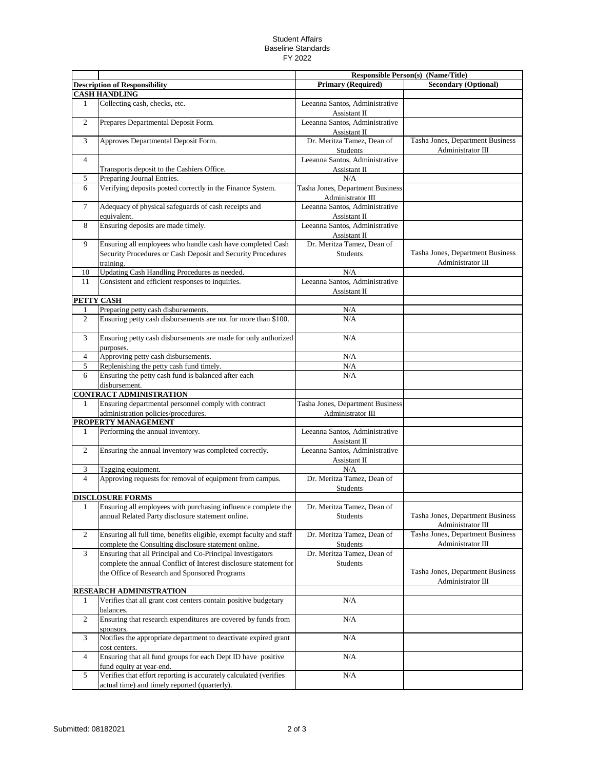# Student Affairs
## Baseline Standards
## FY 2022

| | | Responsible Person(s) (Name/Title) | |
|---|---|---|---|
| **Description of Responsibility** | | **Primary (Required)** | **Secondary (Optional)** |
| **CASH HANDLING** | | | |
| 1 | Collecting cash, checks, etc. | Leeanna Santos, Administrative Assistant II | |
| 2 | Prepares Departmental Deposit Form. | Leeanna Santos, Administrative Assistant II | |
| 3 | Approves Departmental Deposit Form. | Dr. Meritza Tamez, Dean of Students | Tasha Jones, Department Business Administrator III |
| 4 | Transports deposit to the Cashiers Office. | Leeanna Santos, Administrative Assistant II | |
| 5 | Preparing Journal Entries. | N/A | |
| 6 | Verifying deposits posted correctly in the Finance System. | Tasha Jones, Department Business Administrator III | |
| 7 | Adequacy of physical safeguards of cash receipts and equivalent. | Leeanna Santos, Administrative Assistant II | |
| 8 | Ensuring deposits are made timely. | Leeanna Santos, Administrative Assistant II | |
| 9 | Ensuring all employees who handle cash have completed Cash Security Procedures or Cash Deposit and Security Procedures training. | Dr. Meritza Tamez, Dean of Students | Tasha Jones, Department Business Administrator III |
| 10 | Updating Cash Handling Procedures as needed. | N/A | |
| 11 | Consistent and efficient responses to inquiries. | Leeanna Santos, Administrative Assistant II | |
| **PETTY CASH** | | | |
| 1 | Preparing petty cash disbursements. | N/A | |
| 2 | Ensuring petty cash disbursements are not for more than $100. | N/A | |
| 3 | Ensuring petty cash disbursements are made for only authorized purposes. | N/A | |
| 4 | Approving petty cash disbursements. | N/A | |
| 5 | Replenishing the petty cash fund timely. | N/A | |
| 6 | Ensuring the petty cash fund is balanced after each disbursement. | N/A | |
| **CONTRACT ADMINISTRATION** | | | |
| 1 | Ensuring departmental personnel comply with contract administration policies/procedures. | Tasha Jones, Department Business Administrator III | |
| **PROPERTY MANAGEMENT** | | | |
| 1 | Performing the annual inventory. | Leeanna Santos, Administrative Assistant II | |
| 2 | Ensuring the annual inventory was completed correctly. | Leeanna Santos, Administrative Assistant II | |
| 3 | Tagging equipment. | N/A | |
| 4 | Approving requests for removal of equipment from campus. | Dr. Meritza Tamez, Dean of Students | |
| **DISCLOSURE FORMS** | | | |
| 1 | Ensuring all employees with purchasing influence complete the annual Related Party disclosure statement online. | Dr. Meritza Tamez, Dean of Students | Tasha Jones, Department Business Administrator III |
| 2 | Ensuring all full time, benefits eligible, exempt faculty and staff complete the Consulting disclosure statement online. | Dr. Meritza Tamez, Dean of Students | Tasha Jones, Department Business Administrator III |
| 3 | Ensuring that all Principal and Co-Principal Investigators complete the annual Conflict of Interest disclosure statement for the Office of Research and Sponsored Programs | Dr. Meritza Tamez, Dean of Students | Tasha Jones, Department Business Administrator III |
| **RESEARCH ADMINISTRATION** | | | |
| 1 | Verifies that all grant cost centers contain positive budgetary balances. | N/A | |
| 2 | Ensuring that research expenditures are covered by funds from sponsors. | N/A | |
| 3 | Notifies the appropriate department to deactivate expired grant cost centers. | N/A | |
| 4 | Ensuring that all fund groups for each Dept ID have positive fund equity at year-end. | N/A | |
| 5 | Verifies that effort reporting is accurately calculated (verifies actual time) and timely reported (quarterly). | N/A | |

Submitted: 08182021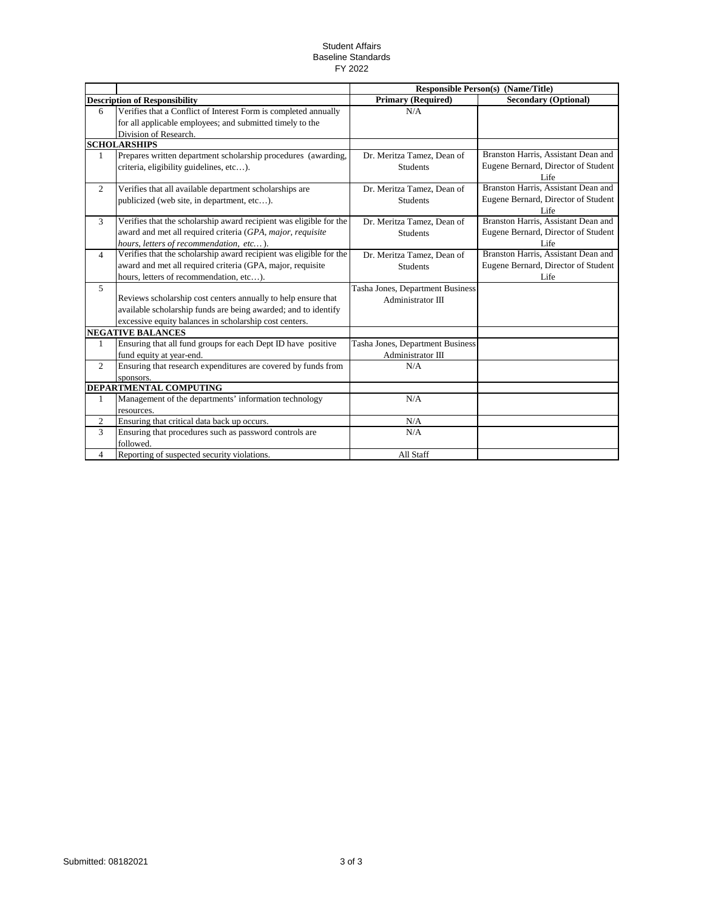Student Affairs
Baseline Standards
FY 2022

| | | Responsible Person(s) (Name/Title) | |
|---|---|---|---|
| **Description of Responsibility** | | **Primary (Required)** | **Secondary (Optional)** |
| 6 | Verifies that a Conflict of Interest Form is completed annually for all applicable employees; and submitted timely to the Division of Research. | N/A | |
| **SCHOLARSHIPS** | | | |
| 1 | Prepares written department scholarship procedures (awarding, criteria, eligibility guidelines, etc…). | Dr. Meritza Tamez, Dean of Students | Branston Harris, Assistant Dean and Eugene Bernard, Director of Student Life |
| 2 | Verifies that all available department scholarships are publicized (web site, in department, etc…). | Dr. Meritza Tamez, Dean of Students | Branston Harris, Assistant Dean and Eugene Bernard, Director of Student Life |
| 3 | Verifies that the scholarship award recipient was eligible for the award and met all required criteria (*GPA, major, requisite hours, letters of recommendation, etc…*). | Dr. Meritza Tamez, Dean of Students | Branston Harris, Assistant Dean and Eugene Bernard, Director of Student Life |
| 4 | Verifies that the scholarship award recipient was eligible for the award and met all required criteria (GPA, major, requisite hours, letters of recommendation, etc…). | Dr. Meritza Tamez, Dean of Students | Branston Harris, Assistant Dean and Eugene Bernard, Director of Student Life |
| 5 | Reviews scholarship cost centers annually to help ensure that available scholarship funds are being awarded; and to identify excessive equity balances in scholarship cost centers. | Tasha Jones, Department Business Administrator III | |
| **NEGATIVE BALANCES** | | | |
| 1 | Ensuring that all fund groups for each Dept ID have positive fund equity at year-end. | Tasha Jones, Department Business Administrator III | |
| 2 | Ensuring that research expenditures are covered by funds from sponsors. | N/A | |
| **DEPARTMENTAL COMPUTING** | | | |
| 1 | Management of the departments' information technology resources. | N/A | |
| 2 | Ensuring that critical data back up occurs. | N/A | |
| 3 | Ensuring that procedures such as password controls are followed. | N/A | |
| 4 | Reporting of suspected security violations. | All Staff | |

Submitted: 08182021